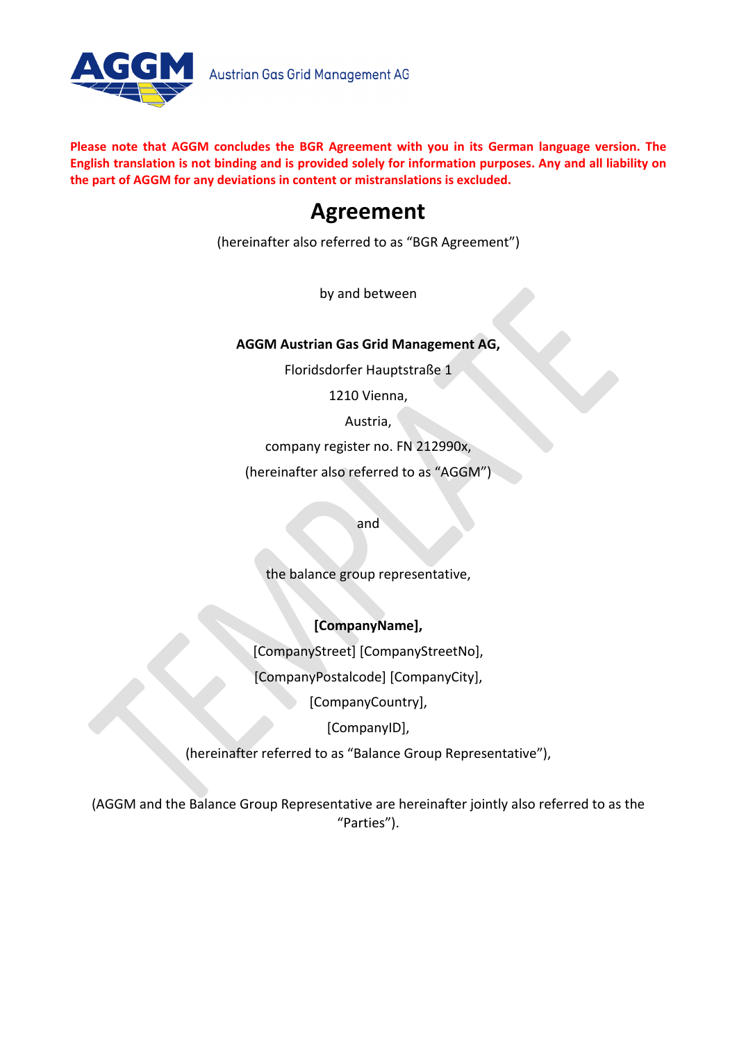**Please note that AGGM concludes the BGR Agreement with you in its German language version. The English translation is not binding and is provided solely for information purposes. Any and all liability on the part of AGGM for any deviations in content or mistranslations is excluded.**

# Agreement

(hereinafter also referred to as "BGR Agreement")

by and between

**AGGM Austrian Gas Grid Management AG,**

Floridsdorfer Hauptstraße 1

1210 Vienna,

Austria,

company register no. FN 212990x,

(hereinafter also referred to as "AGGM")

and

the balance group representative,

**[CompanyName],**

[CompanyStreet] [CompanyStreetNo],

[CompanyPostalcode] [CompanyCity],

[CompanyCountry],

[CompanyID],

(hereinafter referred to as "Balance Group Representative"),

(AGGM and the Balance Group Representative are hereinafter jointly also referred to as the "Parties").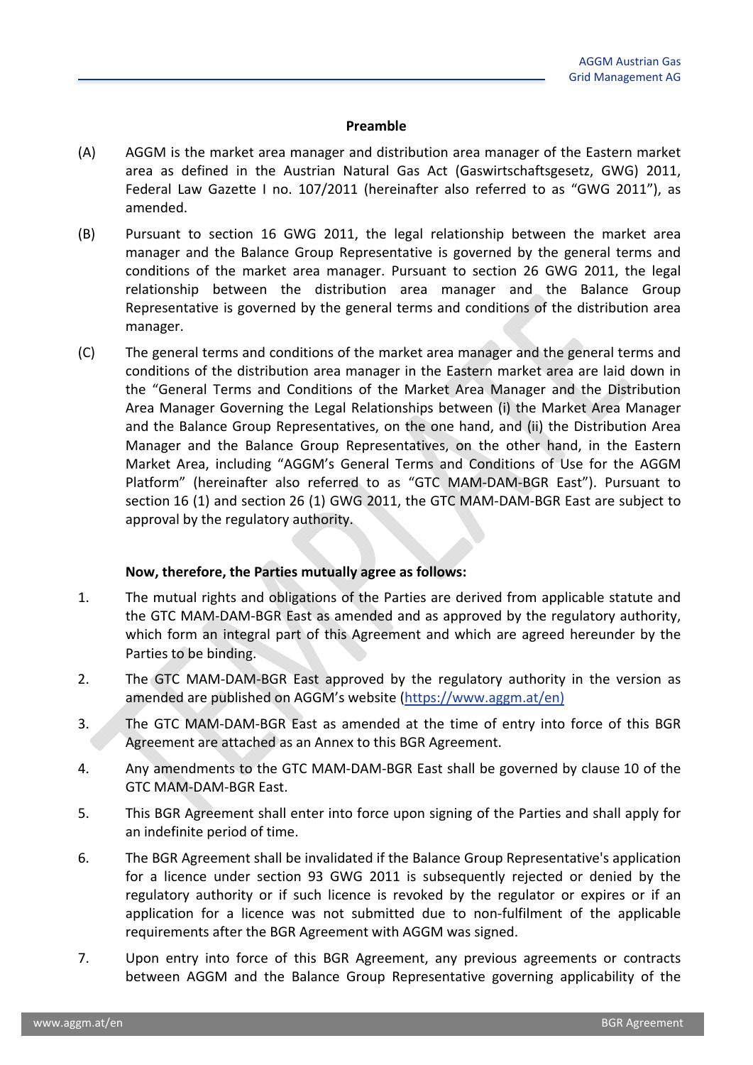**Preamble**

(A) AGGM is the market area manager and distribution area manager of the Eastern market area as defined in the Austrian Natural Gas Act (Gaswirtschaftsgesetz, GWG) 2011, Federal Law Gazette I no. 107/2011 (hereinafter also referred to as "GWG 2011"), as amended.

(B) Pursuant to section 16 GWG 2011, the legal relationship between the market area manager and the Balance Group Representative is governed by the general terms and conditions of the market area manager. Pursuant to section 26 GWG 2011, the legal relationship between the distribution area manager and the Balance Group Representative is governed by the general terms and conditions of the distribution area manager.

(C) The general terms and conditions of the market area manager and the general terms and conditions of the distribution area manager in the Eastern market area are laid down in the "General Terms and Conditions of the Market Area Manager and the Distribution Area Manager Governing the Legal Relationships between (i) the Market Area Manager and the Balance Group Representatives, on the one hand, and (ii) the Distribution Area Manager and the Balance Group Representatives, on the other hand, in the Eastern Market Area, including "AGGM's General Terms and Conditions of Use for the AGGM Platform" (hereinafter also referred to as "GTC MAM-DAM-BGR East"). Pursuant to section 16 (1) and section 26 (1) GWG 2011, the GTC MAM-DAM-BGR East are subject to approval by the regulatory authority.

**Now, therefore, the Parties mutually agree as follows:**

1. The mutual rights and obligations of the Parties are derived from applicable statute and the GTC MAM-DAM-BGR East as amended and as approved by the regulatory authority, which form an integral part of this Agreement and which are agreed hereunder by the Parties to be binding.

2. The GTC MAM-DAM-BGR East approved by the regulatory authority in the version as amended are published on AGGM's website (https://www.aggm.at/en)

3. The GTC MAM-DAM-BGR East as amended at the time of entry into force of this BGR Agreement are attached as an Annex to this BGR Agreement.

4. Any amendments to the GTC MAM-DAM-BGR East shall be governed by clause 10 of the GTC MAM-DAM-BGR East.

5. This BGR Agreement shall enter into force upon signing of the Parties and shall apply for an indefinite period of time.

6. The BGR Agreement shall be invalidated if the Balance Group Representative's application for a licence under section 93 GWG 2011 is subsequently rejected or denied by the regulatory authority or if such licence is revoked by the regulator or expires or if an application for a licence was not submitted due to non-fulfilment of the applicable requirements after the BGR Agreement with AGGM was signed.

7. Upon entry into force of this BGR Agreement, any previous agreements or contracts between AGGM and the Balance Group Representative governing applicability of the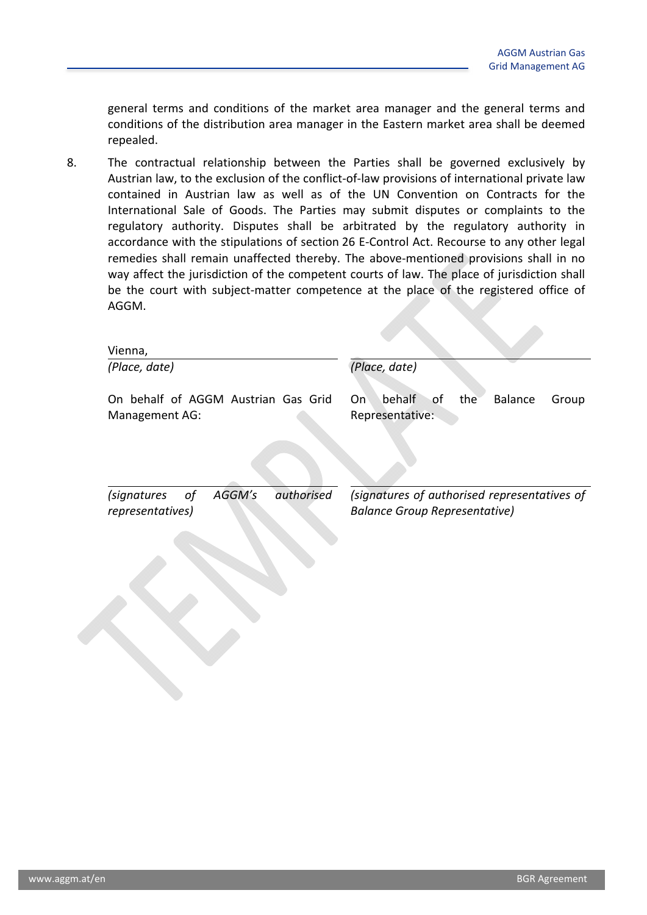general terms and conditions of the market area manager and the general terms and conditions of the distribution area manager in the Eastern market area shall be deemed repealed.

8. The contractual relationship between the Parties shall be governed exclusively by Austrian law, to the exclusion of the conflict-of-law provisions of international private law contained in Austrian law as well as of the UN Convention on Contracts for the International Sale of Goods. The Parties may submit disputes or complaints to the regulatory authority. Disputes shall be arbitrated by the regulatory authority in accordance with the stipulations of section 26 E-Control Act. Recourse to any other legal remedies shall remain unaffected thereby. The above-mentioned provisions shall in no way affect the jurisdiction of the competent courts of law. The place of jurisdiction shall be the court with subject-matter competence at the place of the registered office of AGGM.

| | |
|---|---|
| Vienna, | |
| *(Place, date)* | *(Place, date)* |
| On behalf of AGGM Austrian Gas Grid Management AG: | On behalf of the Balance Group Representative: |
| *(signatures of AGGM's authorised representatives)* | *(signatures of authorised representatives of Balance Group Representative)* |

TEMPLATE